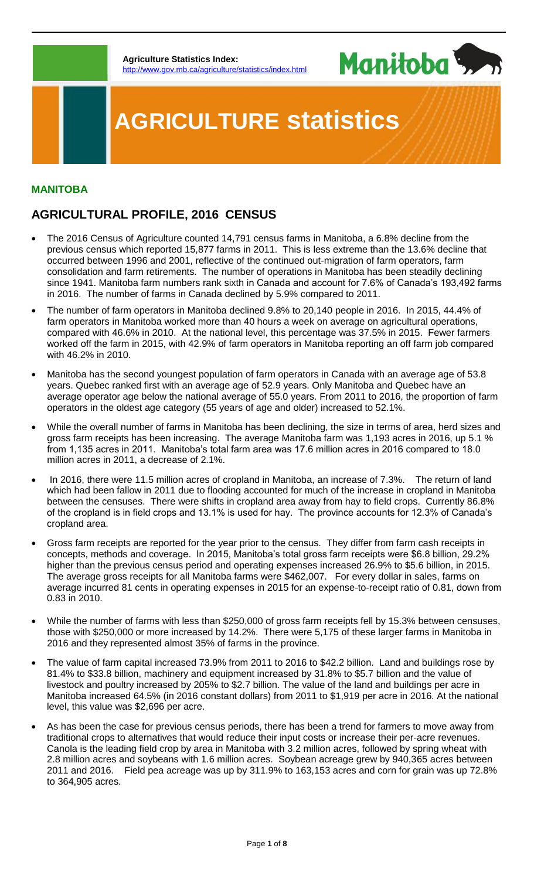**Agriculture Statistics Index:**
http://www.gov.mb.ca/agriculture/statistics/index.html

# AGRICULTURE statistics

**MANITOBA**

## AGRICULTURAL PROFILE, 2016 CENSUS

- The 2016 Census of Agriculture counted 14,791 census farms in Manitoba, a 6.8% decline from the previous census which reported 15,877 farms in 2011. This is less extreme than the 13.6% decline that occurred between 1996 and 2001, reflective of the continued out-migration of farm operators, farm consolidation and farm retirements. The number of operations in Manitoba has been steadily declining since 1941. Manitoba farm numbers rank sixth in Canada and account for 7.6% of Canada's 193,492 farms in 2016. The number of farms in Canada declined by 5.9% compared to 2011.
- The number of farm operators in Manitoba declined 9.8% to 20,140 people in 2016. In 2015, 44.4% of farm operators in Manitoba worked more than 40 hours a week on average on agricultural operations, compared with 46.6% in 2010. At the national level, this percentage was 37.5% in 2015. Fewer farmers worked off the farm in 2015, with 42.9% of farm operators in Manitoba reporting an off farm job compared with 46.2% in 2010.
- Manitoba has the second youngest population of farm operators in Canada with an average age of 53.8 years. Quebec ranked first with an average age of 52.9 years. Only Manitoba and Quebec have an average operator age below the national average of 55.0 years. From 2011 to 2016, the proportion of farm operators in the oldest age category (55 years of age and older) increased to 52.1%.
- While the overall number of farms in Manitoba has been declining, the size in terms of area, herd sizes and gross farm receipts has been increasing. The average Manitoba farm was 1,193 acres in 2016, up 5.1 % from 1,135 acres in 2011. Manitoba's total farm area was 17.6 million acres in 2016 compared to 18.0 million acres in 2011, a decrease of 2.1%.
- In 2016, there were 11.5 million acres of cropland in Manitoba, an increase of 7.3%. The return of land which had been fallow in 2011 due to flooding accounted for much of the increase in cropland in Manitoba between the censuses. There were shifts in cropland area away from hay to field crops. Currently 86.8% of the cropland is in field crops and 13.1% is used for hay. The province accounts for 12.3% of Canada's cropland area.
- Gross farm receipts are reported for the year prior to the census. They differ from farm cash receipts in concepts, methods and coverage. In 2015, Manitoba's total gross farm receipts were $6.8 billion, 29.2% higher than the previous census period and operating expenses increased 26.9% to $5.6 billion, in 2015. The average gross receipts for all Manitoba farms were $462,007. For every dollar in sales, farms on average incurred 81 cents in operating expenses in 2015 for an expense-to-receipt ratio of 0.81, down from 0.83 in 2010.
- While the number of farms with less than $250,000 of gross farm receipts fell by 15.3% between censuses, those with $250,000 or more increased by 14.2%. There were 5,175 of these larger farms in Manitoba in 2016 and they represented almost 35% of farms in the province.
- The value of farm capital increased 73.9% from 2011 to 2016 to $42.2 billion. Land and buildings rose by 81.4% to $33.8 billion, machinery and equipment increased by 31.8% to $5.7 billion and the value of livestock and poultry increased by 205% to $2.7 billion. The value of the land and buildings per acre in Manitoba increased 64.5% (in 2016 constant dollars) from 2011 to $1,919 per acre in 2016. At the national level, this value was $2,696 per acre.
- As has been the case for previous census periods, there has been a trend for farmers to move away from traditional crops to alternatives that would reduce their input costs or increase their per-acre revenues. Canola is the leading field crop by area in Manitoba with 3.2 million acres, followed by spring wheat with 2.8 million acres and soybeans with 1.6 million acres. Soybean acreage grew by 940,365 acres between 2011 and 2016. Field pea acreage was up by 311.9% to 163,153 acres and corn for grain was up 72.8% to 364,905 acres.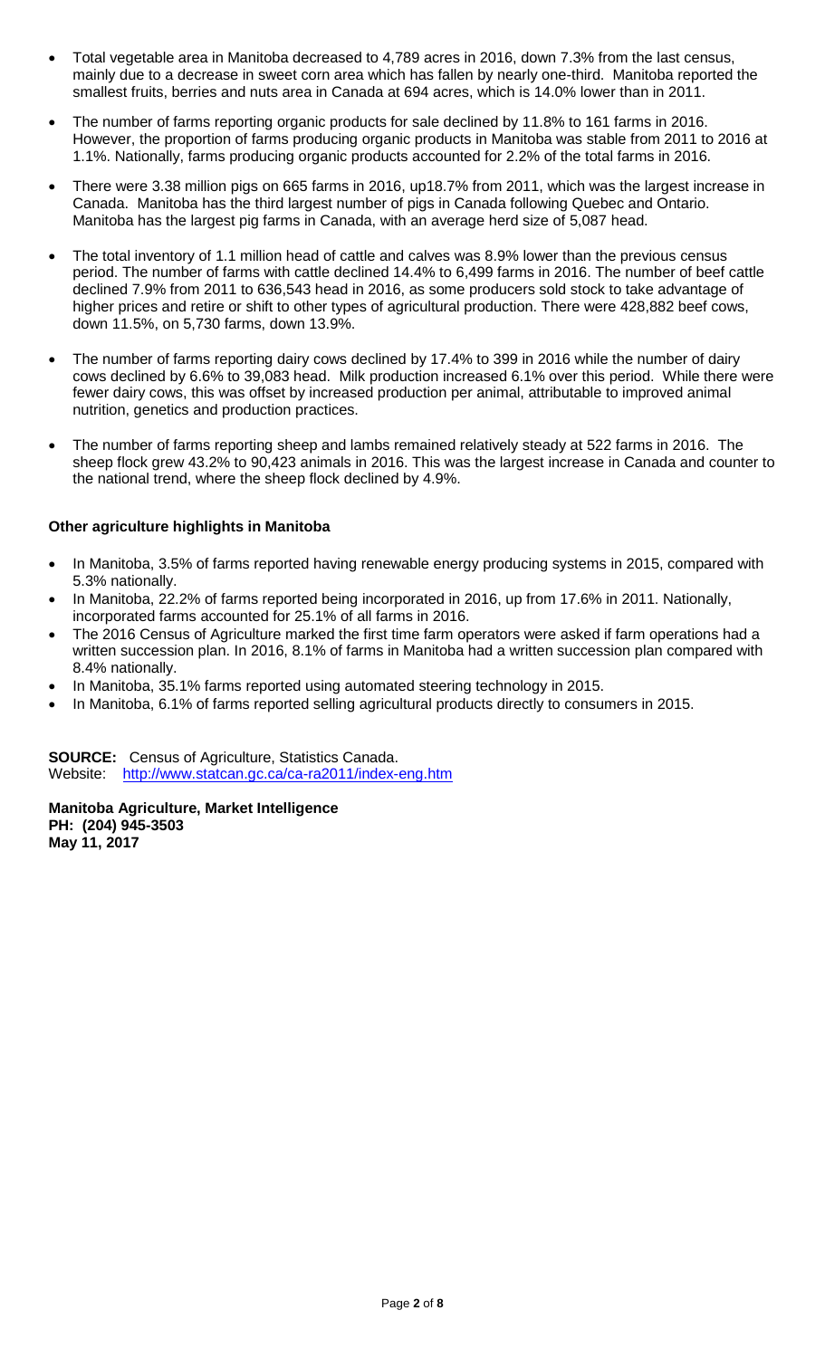- Total vegetable area in Manitoba decreased to 4,789 acres in 2016, down 7.3% from the last census, mainly due to a decrease in sweet corn area which has fallen by nearly one-third. Manitoba reported the smallest fruits, berries and nuts area in Canada at 694 acres, which is 14.0% lower than in 2011.
- The number of farms reporting organic products for sale declined by 11.8% to 161 farms in 2016. However, the proportion of farms producing organic products in Manitoba was stable from 2011 to 2016 at 1.1%. Nationally, farms producing organic products accounted for 2.2% of the total farms in 2016.
- There were 3.38 million pigs on 665 farms in 2016, up18.7% from 2011, which was the largest increase in Canada. Manitoba has the third largest number of pigs in Canada following Quebec and Ontario. Manitoba has the largest pig farms in Canada, with an average herd size of 5,087 head.
- The total inventory of 1.1 million head of cattle and calves was 8.9% lower than the previous census period. The number of farms with cattle declined 14.4% to 6,499 farms in 2016. The number of beef cattle declined 7.9% from 2011 to 636,543 head in 2016, as some producers sold stock to take advantage of higher prices and retire or shift to other types of agricultural production. There were 428,882 beef cows, down 11.5%, on 5,730 farms, down 13.9%.
- The number of farms reporting dairy cows declined by 17.4% to 399 in 2016 while the number of dairy cows declined by 6.6% to 39,083 head. Milk production increased 6.1% over this period. While there were fewer dairy cows, this was offset by increased production per animal, attributable to improved animal nutrition, genetics and production practices.
- The number of farms reporting sheep and lambs remained relatively steady at 522 farms in 2016. The sheep flock grew 43.2% to 90,423 animals in 2016. This was the largest increase in Canada and counter to the national trend, where the sheep flock declined by 4.9%.

**Other agriculture highlights in Manitoba**

- In Manitoba, 3.5% of farms reported having renewable energy producing systems in 2015, compared with 5.3% nationally.
- In Manitoba, 22.2% of farms reported being incorporated in 2016, up from 17.6% in 2011. Nationally, incorporated farms accounted for 25.1% of all farms in 2016.
- The 2016 Census of Agriculture marked the first time farm operators were asked if farm operations had a written succession plan. In 2016, 8.1% of farms in Manitoba had a written succession plan compared with 8.4% nationally.
- In Manitoba, 35.1% farms reported using automated steering technology in 2015.
- In Manitoba, 6.1% of farms reported selling agricultural products directly to consumers in 2015.

**SOURCE:** Census of Agriculture, Statistics Canada.
Website: http://www.statcan.gc.ca/ca-ra2011/index-eng.htm

**Manitoba Agriculture, Market Intelligence**
**PH: (204) 945-3503**
**May 11, 2017**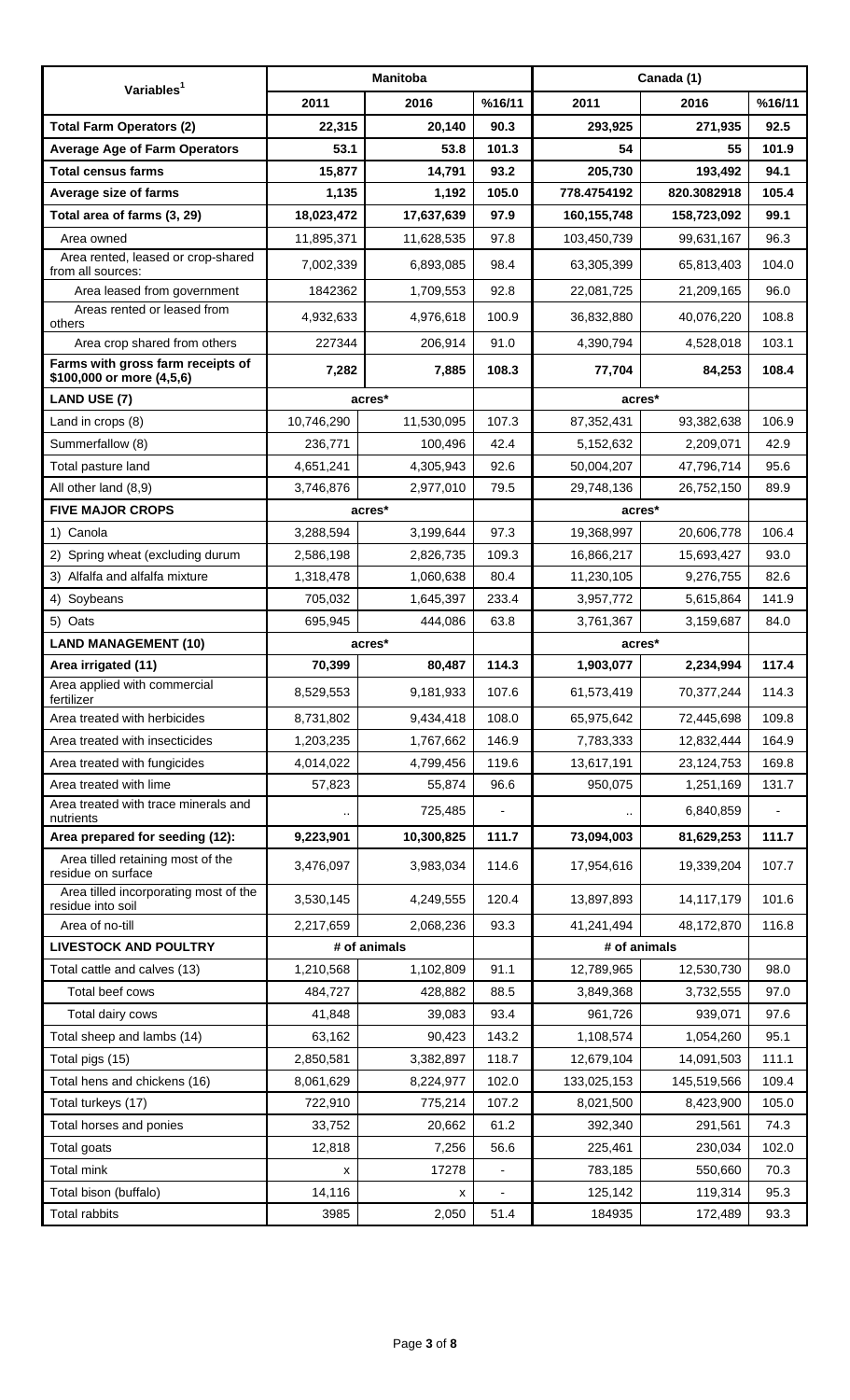| Variables[1] | Manitoba | | | Canada (1) | | |
|---|---|---|---|---|---|---|
| | 2011 | 2016 | %16/11 | 2011 | 2016 | %16/11 |
| **Total Farm Operators (2)** | **22,315** | **20,140** | **90.3** | **293,925** | **271,935** | **92.5** |
| **Average Age of Farm Operators** | **53.1** | **53.8** | **101.3** | **54** | **55** | **101.9** |
| **Total census farms** | **15,877** | **14,791** | **93.2** | **205,730** | **193,492** | **94.1** |
| **Average size of farms** | **1,135** | **1,192** | **105.0** | **778.4754192** | **820.3082918** | **105.4** |
| **Total area of farms (3, 29)** | **18,023,472** | **17,637,639** | **97.9** | **160,155,748** | **158,723,092** | **99.1** |
| Area owned | 11,895,371 | 11,628,535 | 97.8 | 103,450,739 | 99,631,167 | 96.3 |
| Area rented, leased or crop-shared from all sources: | 7,002,339 | 6,893,085 | 98.4 | 63,305,399 | 65,813,403 | 104.0 |
| Area leased from government | 1842362 | 1,709,553 | 92.8 | 22,081,725 | 21,209,165 | 96.0 |
| Areas rented or leased from others | 4,932,633 | 4,976,618 | 100.9 | 36,832,880 | 40,076,220 | 108.8 |
| Area crop shared from others | 227344 | 206,914 | 91.0 | 4,390,794 | 4,528,018 | 103.1 |
| **Farms with gross farm receipts of \$100,000 or more (4,5,6)** | **7,282** | **7,885** | **108.3** | **77,704** | **84,253** | **108.4** |
| **LAND USE (7)** | acres* | | | acres* | | |
| Land in crops (8) | 10,746,290 | 11,530,095 | 107.3 | 87,352,431 | 93,382,638 | 106.9 |
| Summerfallow (8) | 236,771 | 100,496 | 42.4 | 5,152,632 | 2,209,071 | 42.9 |
| Total pasture land | 4,651,241 | 4,305,943 | 92.6 | 50,004,207 | 47,796,714 | 95.6 |
| All other land (8,9) | 3,746,876 | 2,977,010 | 79.5 | 29,748,136 | 26,752,150 | 89.9 |
| **FIVE MAJOR CROPS** | acres* | | | acres* | | |
| 1) Canola | 3,288,594 | 3,199,644 | 97.3 | 19,368,997 | 20,606,778 | 106.4 |
| 2) Spring wheat (excluding durum | 2,586,198 | 2,826,735 | 109.3 | 16,866,217 | 15,693,427 | 93.0 |
| 3) Alfalfa and alfalfa mixture | 1,318,478 | 1,060,638 | 80.4 | 11,230,105 | 9,276,755 | 82.6 |
| 4) Soybeans | 705,032 | 1,645,397 | 233.4 | 3,957,772 | 5,615,864 | 141.9 |
| 5) Oats | 695,945 | 444,086 | 63.8 | 3,761,367 | 3,159,687 | 84.0 |
| **LAND MANAGEMENT (10)** | acres* | | | acres* | | |
| **Area irrigated (11)** | **70,399** | **80,487** | **114.3** | **1,903,077** | **2,234,994** | **117.4** |
| Area applied with commercial fertilizer | 8,529,553 | 9,181,933 | 107.6 | 61,573,419 | 70,377,244 | 114.3 |
| Area treated with herbicides | 8,731,802 | 9,434,418 | 108.0 | 65,975,642 | 72,445,698 | 109.8 |
| Area treated with insecticides | 1,203,235 | 1,767,662 | 146.9 | 7,783,333 | 12,832,444 | 164.9 |
| Area treated with fungicides | 4,014,022 | 4,799,456 | 119.6 | 13,617,191 | 23,124,753 | 169.8 |
| Area treated with lime | 57,823 | 55,874 | 96.6 | 950,075 | 1,251,169 | 131.7 |
| Area treated with trace minerals and nutrients | .. | 725,485 | - | .. | 6,840,859 | - |
| **Area prepared for seeding (12):** | **9,223,901** | **10,300,825** | **111.7** | **73,094,003** | **81,629,253** | **111.7** |
| Area tilled retaining most of the residue on surface | 3,476,097 | 3,983,034 | 114.6 | 17,954,616 | 19,339,204 | 107.7 |
| Area tilled incorporating most of the residue into soil | 3,530,145 | 4,249,555 | 120.4 | 13,897,893 | 14,117,179 | 101.6 |
| Area of no-till | 2,217,659 | 2,068,236 | 93.3 | 41,241,494 | 48,172,870 | 116.8 |
| **LIVESTOCK AND POULTRY** | # of animals | | | # of animals | | |
| Total cattle and calves (13) | 1,210,568 | 1,102,809 | 91.1 | 12,789,965 | 12,530,730 | 98.0 |
| Total beef cows | 484,727 | 428,882 | 88.5 | 3,849,368 | 3,732,555 | 97.0 |
| Total dairy cows | 41,848 | 39,083 | 93.4 | 961,726 | 939,071 | 97.6 |
| Total sheep and lambs (14) | 63,162 | 90,423 | 143.2 | 1,108,574 | 1,054,260 | 95.1 |
| Total pigs (15) | 2,850,581 | 3,382,897 | 118.7 | 12,679,104 | 14,091,503 | 111.1 |
| Total hens and chickens (16) | 8,061,629 | 8,224,977 | 102.0 | 133,025,153 | 145,519,566 | 109.4 |
| Total turkeys (17) | 722,910 | 775,214 | 107.2 | 8,021,500 | 8,423,900 | 105.0 |
| Total horses and ponies | 33,752 | 20,662 | 61.2 | 392,340 | 291,561 | 74.3 |
| Total goats | 12,818 | 7,256 | 56.6 | 225,461 | 230,034 | 102.0 |
| Total mink | x | 17278 | - | 783,185 | 550,660 | 70.3 |
| Total bison (buffalo) | 14,116 | x | - | 125,142 | 119,314 | 95.3 |
| Total rabbits | 3985 | 2,050 | 51.4 | 184935 | 172,489 | 93.3 |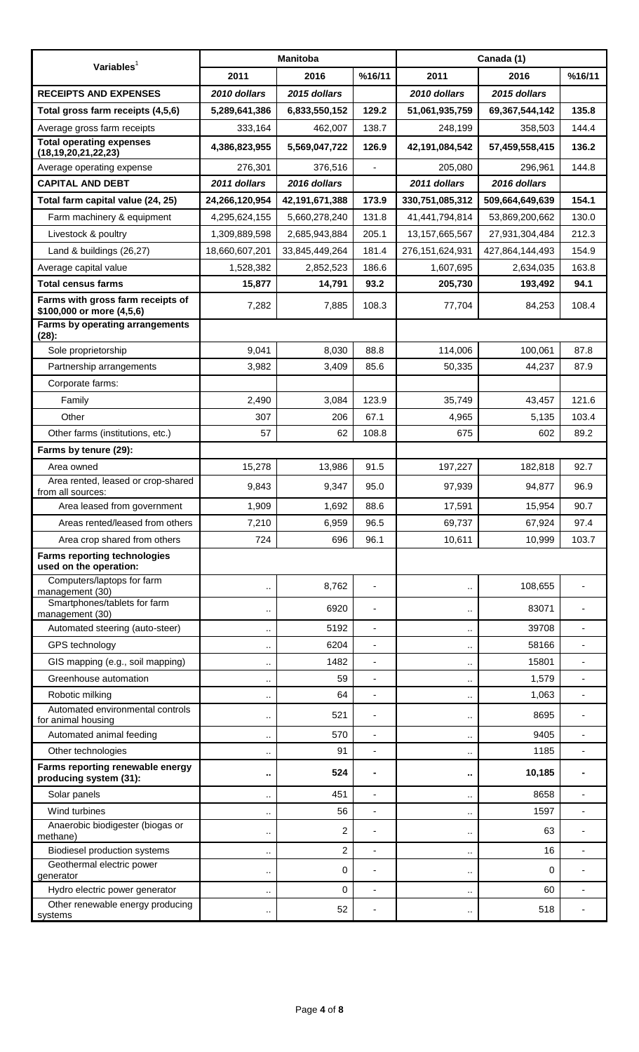| Variables[1] | Manitoba | | | Canada (1) | | |
|---|---|---|---|---|---|---|
| | 2011 | 2016 | %16/11 | 2011 | 2016 | %16/11 |
| **RECEIPTS AND EXPENSES** | *2010 dollars* | *2015 dollars* | | *2010 dollars* | *2015 dollars* | |
| **Total gross farm receipts (4,5,6)** | **5,289,641,386** | **6,833,550,152** | **129.2** | **51,061,935,759** | **69,367,544,142** | **135.8** |
| Average gross farm receipts | 333,164 | 462,007 | 138.7 | 248,199 | 358,503 | 144.4 |
| **Total operating expenses (18,19,20,21,22,23)** | **4,386,823,955** | **5,569,047,722** | **126.9** | **42,191,084,542** | **57,459,558,415** | **136.2** |
| Average operating expense | 276,301 | 376,516 | - | 205,080 | 296,961 | 144.8 |
| **CAPITAL AND DEBT** | *2011 dollars* | *2016 dollars* | | *2011 dollars* | *2016 dollars* | |
| **Total farm capital value (24, 25)** | **24,266,120,954** | **42,191,671,388** | **173.9** | **330,751,085,312** | **509,664,649,639** | **154.1** |
| Farm machinery & equipment | 4,295,624,155 | 5,660,278,240 | 131.8 | 41,441,794,814 | 53,869,200,662 | 130.0 |
| Livestock & poultry | 1,309,889,598 | 2,685,943,884 | 205.1 | 13,157,665,567 | 27,931,304,484 | 212.3 |
| Land & buildings (26,27) | 18,660,607,201 | 33,845,449,264 | 181.4 | 276,151,624,931 | 427,864,144,493 | 154.9 |
| Average capital value | 1,528,382 | 2,852,523 | 186.6 | 1,607,695 | 2,634,035 | 163.8 |
| **Total census farms** | **15,877** | **14,791** | **93.2** | **205,730** | **193,492** | **94.1** |
| **Farms with gross farm receipts of $100,000 or more (4,5,6)** | 7,282 | 7,885 | 108.3 | 77,704 | 84,253 | 108.4 |
| **Farms by operating arrangements (28):** | | | | | | |
| Sole proprietorship | 9,041 | 8,030 | 88.8 | 114,006 | 100,061 | 87.8 |
| Partnership arrangements | 3,982 | 3,409 | 85.6 | 50,335 | 44,237 | 87.9 |
| Corporate farms: | | | | | | |
| Family | 2,490 | 3,084 | 123.9 | 35,749 | 43,457 | 121.6 |
| Other | 307 | 206 | 67.1 | 4,965 | 5,135 | 103.4 |
| Other farms (institutions, etc.) | 57 | 62 | 108.8 | 675 | 602 | 89.2 |
| **Farms by tenure (29):** | | | | | | |
| Area owned | 15,278 | 13,986 | 91.5 | 197,227 | 182,818 | 92.7 |
| Area rented, leased or crop-shared from all sources: | 9,843 | 9,347 | 95.0 | 97,939 | 94,877 | 96.9 |
| Area leased from government | 1,909 | 1,692 | 88.6 | 17,591 | 15,954 | 90.7 |
| Areas rented/leased from others | 7,210 | 6,959 | 96.5 | 69,737 | 67,924 | 97.4 |
| Area crop shared from others | 724 | 696 | 96.1 | 10,611 | 10,999 | 103.7 |
| **Farms reporting technologies used on the operation:** | | | | | | |
| Computers/laptops for farm management (30) | .. | 8,762 | - | .. | 108,655 | - |
| Smartphones/tablets for farm management (30) | .. | 6920 | - | .. | 83071 | - |
| Automated steering (auto-steer) | .. | 5192 | - | .. | 39708 | - |
| GPS technology | .. | 6204 | - | .. | 58166 | - |
| GIS mapping (e.g., soil mapping) | .. | 1482 | - | .. | 15801 | - |
| Greenhouse automation | .. | 59 | - | .. | 1,579 | - |
| Robotic milking | .. | 64 | - | .. | 1,063 | - |
| Automated environmental controls for animal housing | .. | 521 | - | .. | 8695 | - |
| Automated animal feeding | .. | 570 | - | .. | 9405 | - |
| Other technologies | .. | 91 | - | .. | 1185 | - |
| **Farms reporting renewable energy producing system (31):** | **..** | **524** | **-** | **..** | **10,185** | **-** |
| Solar panels | .. | 451 | - | .. | 8658 | - |
| Wind turbines | .. | 56 | - | .. | 1597 | - |
| Anaerobic biodigester (biogas or methane) | .. | 2 | - | .. | 63 | - |
| Biodiesel production systems | .. | 2 | - | .. | 16 | - |
| Geothermal electric power generator | .. | 0 | - | .. | 0 | - |
| Hydro electric power generator | .. | 0 | - | .. | 60 | - |
| Other renewable energy producing systems | .. | 52 | - | .. | 518 | - |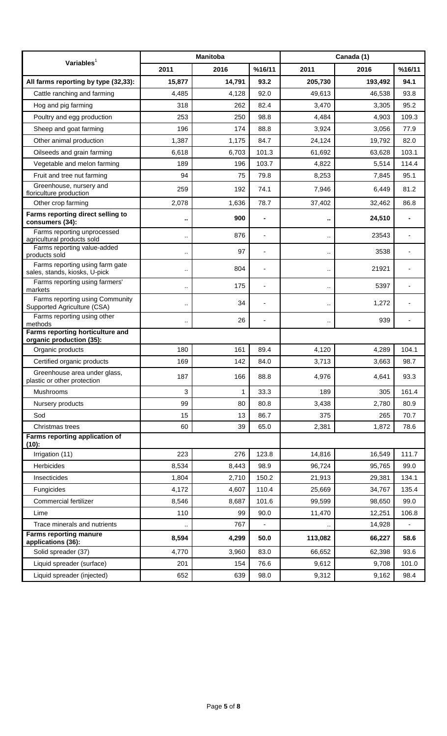| Variables[1] | Manitoba | | | Canada (1) | | |
|---|---|---|---|---|---|---|
| | 2011 | 2016 | %16/11 | 2011 | 2016 | %16/11 |
| **All farms reporting by type (32,33):** | **15,877** | **14,791** | **93.2** | **205,730** | **193,492** | **94.1** |
| Cattle ranching and farming | 4,485 | 4,128 | 92.0 | 49,613 | 46,538 | 93.8 |
| Hog and pig farming | 318 | 262 | 82.4 | 3,470 | 3,305 | 95.2 |
| Poultry and egg production | 253 | 250 | 98.8 | 4,484 | 4,903 | 109.3 |
| Sheep and goat farming | 196 | 174 | 88.8 | 3,924 | 3,056 | 77.9 |
| Other animal production | 1,387 | 1,175 | 84.7 | 24,124 | 19,792 | 82.0 |
| Oilseeds and grain farming | 6,618 | 6,703 | 101.3 | 61,692 | 63,628 | 103.1 |
| Vegetable and melon farming | 189 | 196 | 103.7 | 4,822 | 5,514 | 114.4 |
| Fruit and tree nut farming | 94 | 75 | 79.8 | 8,253 | 7,845 | 95.1 |
| Greenhouse, nursery and floriculture production | 259 | 192 | 74.1 | 7,946 | 6,449 | 81.2 |
| Other crop farming | 2,078 | 1,636 | 78.7 | 37,402 | 32,462 | 86.8 |
| **Farms reporting direct selling to consumers (34):** | **..** | **900** | **-** | **..** | **24,510** | **-** |
| Farms reporting unprocessed agricultural products sold | .. | 876 | - | .. | 23543 | - |
| Farms reporting value-added products sold | .. | 97 | - | .. | 3538 | - |
| Farms reporting using farm gate sales, stands, kiosks, U-pick | .. | 804 | - | .. | 21921 | - |
| Farms reporting using farmers' markets | .. | 175 | - | .. | 5397 | - |
| Farms reporting using Community Supported Agriculture (CSA) | .. | 34 | - | .. | 1,272 | - |
| Farms reporting using other methods | .. | 26 | - | .. | 939 | - |
| **Farms reporting horticulture and organic production (35):** | | | | | | |
| Organic products | 180 | 161 | 89.4 | 4,120 | 4,289 | 104.1 |
| Certified organic products | 169 | 142 | 84.0 | 3,713 | 3,663 | 98.7 |
| Greenhouse area under glass, plastic or other protection | 187 | 166 | 88.8 | 4,976 | 4,641 | 93.3 |
| Mushrooms | 3 | 1 | 33.3 | 189 | 305 | 161.4 |
| Nursery products | 99 | 80 | 80.8 | 3,438 | 2,780 | 80.9 |
| Sod | 15 | 13 | 86.7 | 375 | 265 | 70.7 |
| Christmas trees | 60 | 39 | 65.0 | 2,381 | 1,872 | 78.6 |
| **Farms reporting application of (10):** | | | | | | |
| Irrigation (11) | 223 | 276 | 123.8 | 14,816 | 16,549 | 111.7 |
| Herbicides | 8,534 | 8,443 | 98.9 | 96,724 | 95,765 | 99.0 |
| Insecticides | 1,804 | 2,710 | 150.2 | 21,913 | 29,381 | 134.1 |
| Fungicides | 4,172 | 4,607 | 110.4 | 25,669 | 34,767 | 135.4 |
| Commercial fertilizer | 8,546 | 8,687 | 101.6 | 99,599 | 98,650 | 99.0 |
| Lime | 110 | 99 | 90.0 | 11,470 | 12,251 | 106.8 |
| Trace minerals and nutrients | .. | 767 | - | .. | 14,928 | - |
| **Farms reporting manure applications (36):** | **8,594** | **4,299** | **50.0** | **113,082** | **66,227** | **58.6** |
| Solid spreader (37) | 4,770 | 3,960 | 83.0 | 66,652 | 62,398 | 93.6 |
| Liquid spreader (surface) | 201 | 154 | 76.6 | 9,612 | 9,708 | 101.0 |
| Liquid spreader (injected) | 652 | 639 | 98.0 | 9,312 | 9,162 | 98.4 |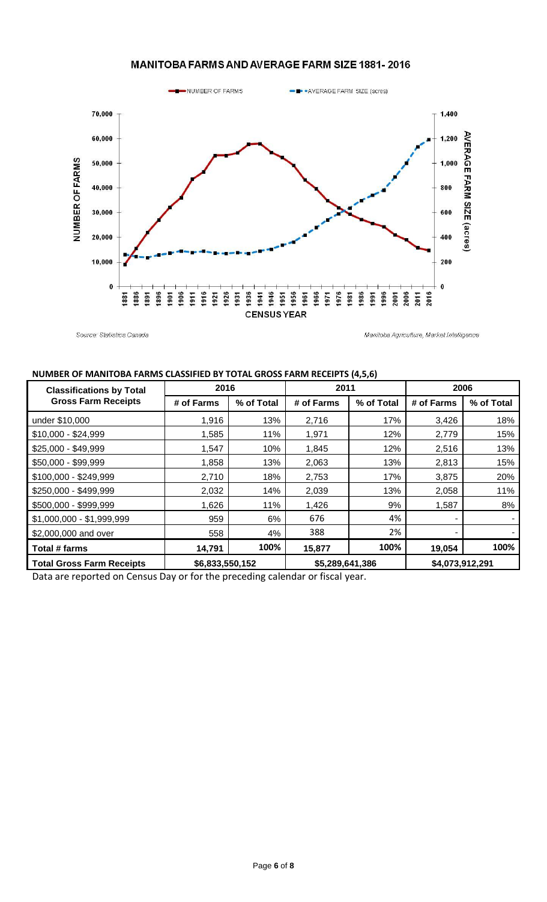## MANITOBA FARMS AND AVERAGE FARM SIZE 1881- 2016

Source: Statistics Canada

Manitoba Agriculture, Market Intelligence

### NUMBER OF MANITOBA FARMS CLASSIFIED BY TOTAL GROSS FARM RECEIPTS (4,5,6)

| Classifications by Total Gross Farm Receipts | 2016 | | 2011 | | 2006 | |
|---|---|---|---|---|---|---|
| | # of Farms | % of Total | # of Farms | % of Total | # of Farms | % of Total |
| under $10,000 | 1,916 | 13% | 2,716 | 17% | 3,426 | 18% |
| $10,000 - $24,999 | 1,585 | 11% | 1,971 | 12% | 2,779 | 15% |
| $25,000 - $49,999 | 1,547 | 10% | 1,845 | 12% | 2,516 | 13% |
| $50,000 - $99,999 | 1,858 | 13% | 2,063 | 13% | 2,813 | 15% |
| $100,000 - $249,999 | 2,710 | 18% | 2,753 | 17% | 3,875 | 20% |
| $250,000 - $499,999 | 2,032 | 14% | 2,039 | 13% | 2,058 | 11% |
| $500,000 - $999,999 | 1,626 | 11% | 1,426 | 9% | 1,587 | 8% |
| $1,000,000 - $1,999,999 | 959 | 6% | 676 | 4% | - | - |
| $2,000,000 and over | 558 | 4% | 388 | 2% | - | - |
| **Total # farms** | **14,791** | **100%** | **15,877** | **100%** | **19,054** | **100%** |
| **Total Gross Farm Receipts** | **$6,833,550,152** | | **$5,289,641,386** | | **$4,073,912,291** | |

Data are reported on Census Day or for the preceding calendar or fiscal year.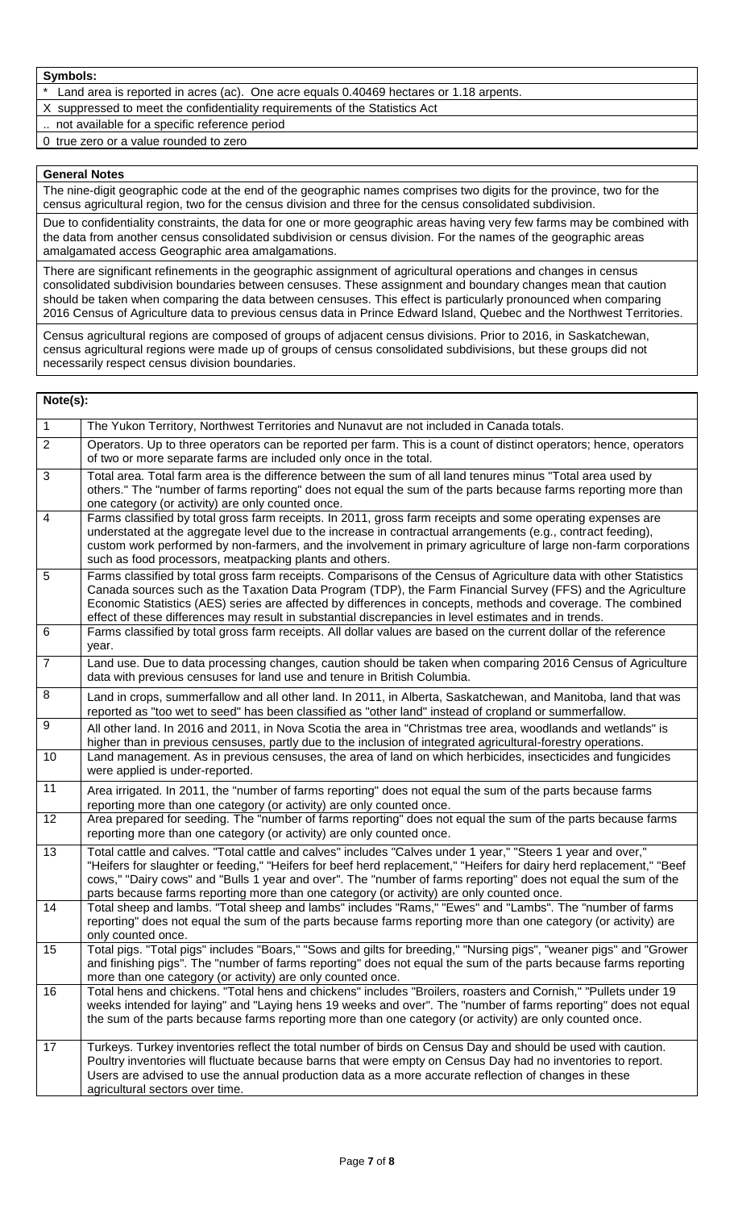**Symbols:**

\* Land area is reported in acres (ac). One acre equals 0.40469 hectares or 1.18 arpents.

X suppressed to meet the confidentiality requirements of the Statistics Act

.. not available for a specific reference period

0 true zero or a value rounded to zero

**General Notes**

The nine-digit geographic code at the end of the geographic names comprises two digits for the province, two for the census agricultural region, two for the census division and three for the census consolidated subdivision.

Due to confidentiality constraints, the data for one or more geographic areas having very few farms may be combined with the data from another census consolidated subdivision or census division. For the names of the geographic areas amalgamated access Geographic area amalgamations.

There are significant refinements in the geographic assignment of agricultural operations and changes in census consolidated subdivision boundaries between censuses. These assignment and boundary changes mean that caution should be taken when comparing the data between censuses. This effect is particularly pronounced when comparing 2016 Census of Agriculture data to previous census data in Prince Edward Island, Quebec and the Northwest Territories.

Census agricultural regions are composed of groups of adjacent census divisions. Prior to 2016, in Saskatchewan, census agricultural regions were made up of groups of census consolidated subdivisions, but these groups did not necessarily respect census division boundaries.

**Note(s):**

| | |
|---|---|
| 1 | The Yukon Territory, Northwest Territories and Nunavut are not included in Canada totals. |
| 2 | Operators. Up to three operators can be reported per farm. This is a count of distinct operators; hence, operators of two or more separate farms are included only once in the total. |
| 3 | Total area. Total farm area is the difference between the sum of all land tenures minus "Total area used by others." The "number of farms reporting" does not equal the sum of the parts because farms reporting more than one category (or activity) are only counted once. |
| 4 | Farms classified by total gross farm receipts. In 2011, gross farm receipts and some operating expenses are understated at the aggregate level due to the increase in contractual arrangements (e.g., contract feeding), custom work performed by non-farmers, and the involvement in primary agriculture of large non-farm corporations such as food processors, meatpacking plants and others. |
| 5 | Farms classified by total gross farm receipts. Comparisons of the Census of Agriculture data with other Statistics Canada sources such as the Taxation Data Program (TDP), the Farm Financial Survey (FFS) and the Agriculture Economic Statistics (AES) series are affected by differences in concepts, methods and coverage. The combined effect of these differences may result in substantial discrepancies in level estimates and in trends. |
| 6 | Farms classified by total gross farm receipts. All dollar values are based on the current dollar of the reference year. |
| 7 | Land use. Due to data processing changes, caution should be taken when comparing 2016 Census of Agriculture data with previous censuses for land use and tenure in British Columbia. |
| 8 | Land in crops, summerfallow and all other land. In 2011, in Alberta, Saskatchewan, and Manitoba, land that was reported as "too wet to seed" has been classified as "other land" instead of cropland or summerfallow. |
| 9 | All other land. In 2016 and 2011, in Nova Scotia the area in "Christmas tree area, woodlands and wetlands" is higher than in previous censuses, partly due to the inclusion of integrated agricultural-forestry operations. |
| 10 | Land management. As in previous censuses, the area of land on which herbicides, insecticides and fungicides were applied is under-reported. |
| 11 | Area irrigated. In 2011, the "number of farms reporting" does not equal the sum of the parts because farms reporting more than one category (or activity) are only counted once. |
| 12 | Area prepared for seeding. The "number of farms reporting" does not equal the sum of the parts because farms reporting more than one category (or activity) are only counted once. |
| 13 | Total cattle and calves. "Total cattle and calves" includes "Calves under 1 year," "Steers 1 year and over," "Heifers for slaughter or feeding," "Heifers for beef herd replacement," "Heifers for dairy herd replacement," "Beef cows," "Dairy cows" and "Bulls 1 year and over". The "number of farms reporting" does not equal the sum of the parts because farms reporting more than one category (or activity) are only counted once. |
| 14 | Total sheep and lambs. "Total sheep and lambs" includes "Rams," "Ewes" and "Lambs". The "number of farms reporting" does not equal the sum of the parts because farms reporting more than one category (or activity) are only counted once. |
| 15 | Total pigs. "Total pigs" includes "Boars," "Sows and gilts for breeding," "Nursing pigs", "weaner pigs" and "Grower and finishing pigs". The "number of farms reporting" does not equal the sum of the parts because farms reporting more than one category (or activity) are only counted once. |
| 16 | Total hens and chickens. "Total hens and chickens" includes "Broilers, roasters and Cornish," "Pullets under 19 weeks intended for laying" and "Laying hens 19 weeks and over". The "number of farms reporting" does not equal the sum of the parts because farms reporting more than one category (or activity) are only counted once. |
| 17 | Turkeys. Turkey inventories reflect the total number of birds on Census Day and should be used with caution. Poultry inventories will fluctuate because barns that were empty on Census Day had no inventories to report. Users are advised to use the annual production data as a more accurate reflection of changes in these agricultural sectors over time. |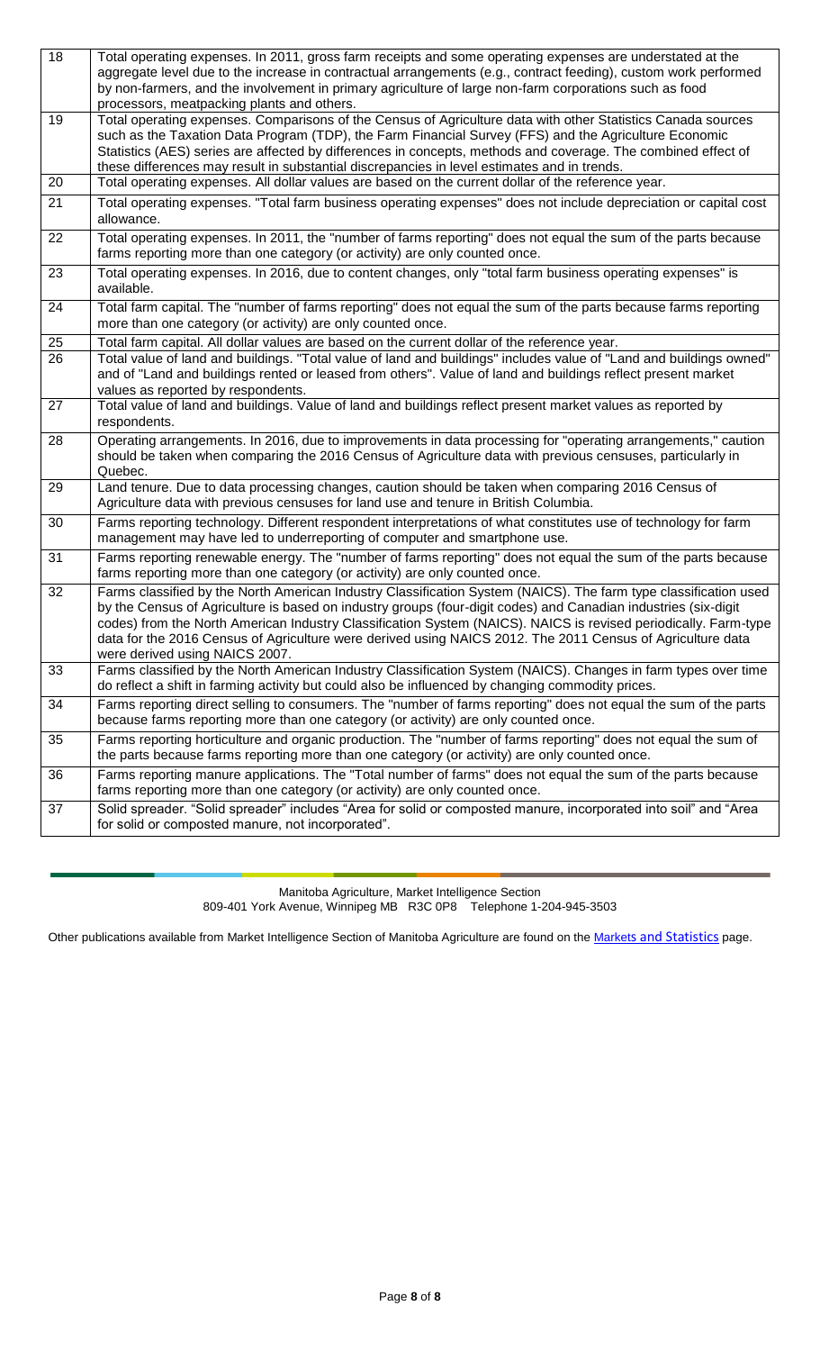| | |
|---|---|
| 18 | Total operating expenses. In 2011, gross farm receipts and some operating expenses are understated at the aggregate level due to the increase in contractual arrangements (e.g., contract feeding), custom work performed by non-farmers, and the involvement in primary agriculture of large non-farm corporations such as food processors, meatpacking plants and others. |
| 19 | Total operating expenses. Comparisons of the Census of Agriculture data with other Statistics Canada sources such as the Taxation Data Program (TDP), the Farm Financial Survey (FFS) and the Agriculture Economic Statistics (AES) series are affected by differences in concepts, methods and coverage. The combined effect of these differences may result in substantial discrepancies in level estimates and in trends. |
| 20 | Total operating expenses. All dollar values are based on the current dollar of the reference year. |
| 21 | Total operating expenses. "Total farm business operating expenses" does not include depreciation or capital cost allowance. |
| 22 | Total operating expenses. In 2011, the "number of farms reporting" does not equal the sum of the parts because farms reporting more than one category (or activity) are only counted once. |
| 23 | Total operating expenses. In 2016, due to content changes, only "total farm business operating expenses" is available. |
| 24 | Total farm capital. The "number of farms reporting" does not equal the sum of the parts because farms reporting more than one category (or activity) are only counted once. |
| 25 | Total farm capital. All dollar values are based on the current dollar of the reference year. |
| 26 | Total value of land and buildings. "Total value of land and buildings" includes value of "Land and buildings owned" and of "Land and buildings rented or leased from others". Value of land and buildings reflect present market values as reported by respondents. |
| 27 | Total value of land and buildings. Value of land and buildings reflect present market values as reported by respondents. |
| 28 | Operating arrangements. In 2016, due to improvements in data processing for "operating arrangements," caution should be taken when comparing the 2016 Census of Agriculture data with previous censuses, particularly in Quebec. |
| 29 | Land tenure. Due to data processing changes, caution should be taken when comparing 2016 Census of Agriculture data with previous censuses for land use and tenure in British Columbia. |
| 30 | Farms reporting technology. Different respondent interpretations of what constitutes use of technology for farm management may have led to underreporting of computer and smartphone use. |
| 31 | Farms reporting renewable energy. The "number of farms reporting" does not equal the sum of the parts because farms reporting more than one category (or activity) are only counted once. |
| 32 | Farms classified by the North American Industry Classification System (NAICS). The farm type classification used by the Census of Agriculture is based on industry groups (four-digit codes) and Canadian industries (six-digit codes) from the North American Industry Classification System (NAICS). NAICS is revised periodically. Farm-type data for the 2016 Census of Agriculture were derived using NAICS 2012. The 2011 Census of Agriculture data were derived using NAICS 2007. |
| 33 | Farms classified by the North American Industry Classification System (NAICS). Changes in farm types over time do reflect a shift in farming activity but could also be influenced by changing commodity prices. |
| 34 | Farms reporting direct selling to consumers. The "number of farms reporting" does not equal the sum of the parts because farms reporting more than one category (or activity) are only counted once. |
| 35 | Farms reporting horticulture and organic production. The "number of farms reporting" does not equal the sum of the parts because farms reporting more than one category (or activity) are only counted once. |
| 36 | Farms reporting manure applications. The "Total number of farms" does not equal the sum of the parts because farms reporting more than one category (or activity) are only counted once. |
| 37 | Solid spreader. "Solid spreader" includes "Area for solid or composted manure, incorporated into soil" and "Area for solid or composted manure, not incorporated". |

Manitoba Agriculture, Market Intelligence Section
809-401 York Avenue, Winnipeg MB R3C 0P8 Telephone 1-204-945-3503

Other publications available from Market Intelligence Section of Manitoba Agriculture are found on the Markets and Statistics page.